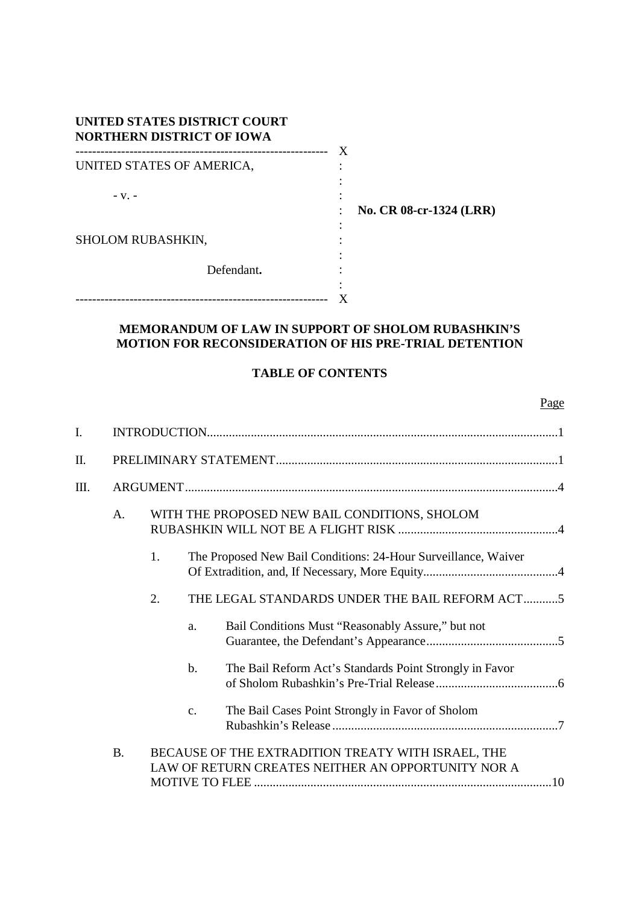**UNITED STATES DISTRICT COURT**
**NORTHERN DISTRICT OF IOWA**

---

UNITED STATES OF AMERICA,

- v. -

SHOLOM RUBASHKIN,

Defendant.

**No. CR 08-cr-1324 (LRR)**

---

**MEMORANDUM OF LAW IN SUPPORT OF SHOLOM RUBASHKIN'S MOTION FOR RECONSIDERATION OF HIS PRE-TRIAL DETENTION**

**TABLE OF CONTENTS**

| | | | | Page |
|---|---|---|---|---|
| I. | INTRODUCTION | | | 1 |
| II. | PRELIMINARY STATEMENT | | | 1 |
| III. | ARGUMENT | | | 4 |
| | A. | WITH THE PROPOSED NEW BAIL CONDITIONS, SHOLOM RUBASHKIN WILL NOT BE A FLIGHT RISK | | 4 |
| | | 1. | The Proposed New Bail Conditions: 24-Hour Surveillance, Waiver Of Extradition, and, If Necessary, More Equity | 4 |
| | | 2. | THE LEGAL STANDARDS UNDER THE BAIL REFORM ACT | 5 |
| | | | a. Bail Conditions Must "Reasonably Assure," but not Guarantee, the Defendant's Appearance | 5 |
| | | | b. The Bail Reform Act's Standards Point Strongly in Favor of Sholom Rubashkin's Pre-Trial Release | 6 |
| | | | c. The Bail Cases Point Strongly in Favor of Sholom Rubashkin's Release | 7 |
| | B. | BECAUSE OF THE EXTRADITION TREATY WITH ISRAEL, THE LAW OF RETURN CREATES NEITHER AN OPPORTUNITY NOR A MOTIVE TO FLEE | | 10 |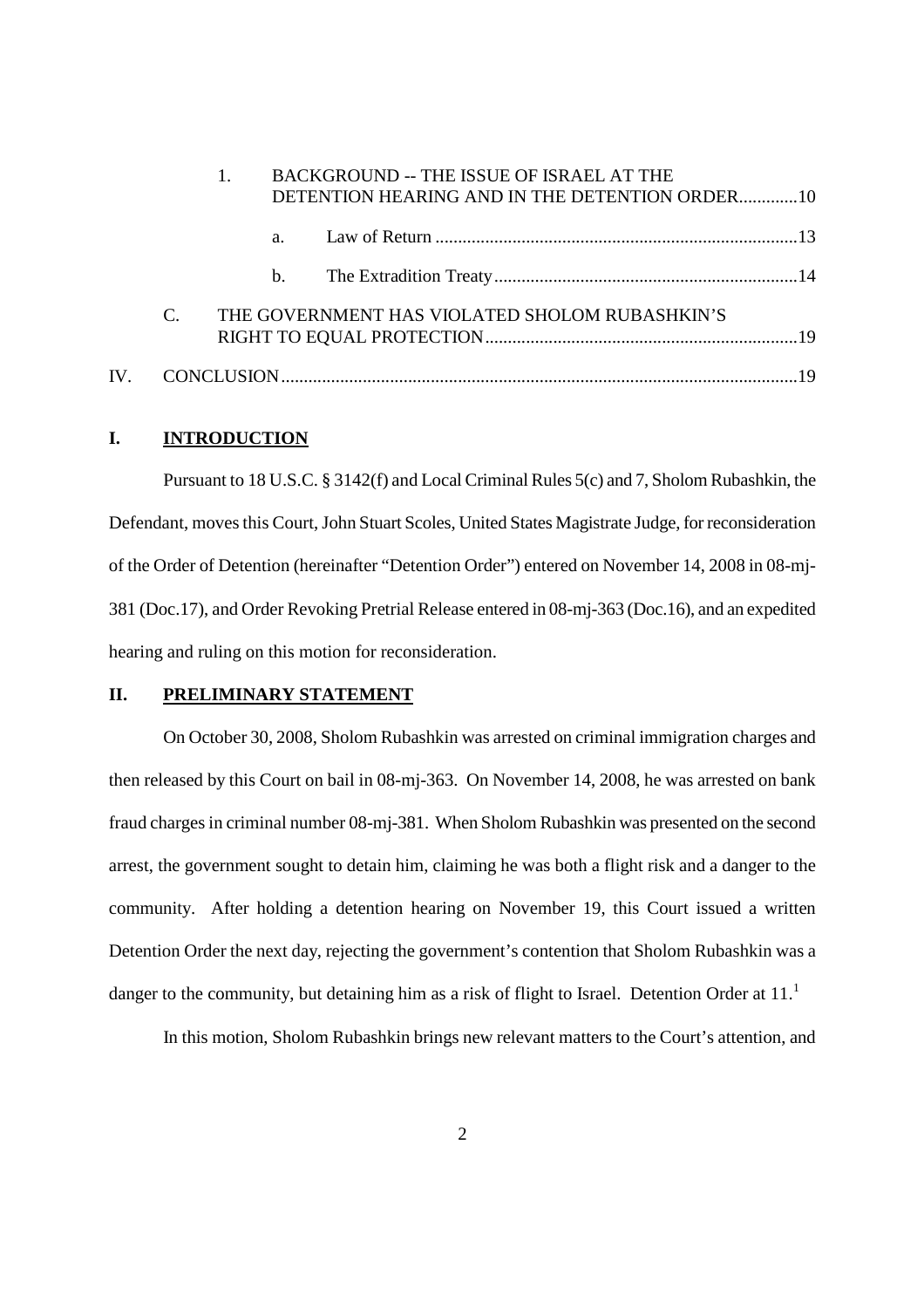1. BACKGROUND -- THE ISSUE OF ISRAEL AT THE DETENTION HEARING AND IN THE DETENTION ORDER ............10
   - a. Law of Return ............13
   - b. The Extradition Treaty ............14

C. THE GOVERNMENT HAS VIOLATED SHOLOM RUBASHKIN'S RIGHT TO EQUAL PROTECTION ............19

IV. CONCLUSION ............19

## I. INTRODUCTION

Pursuant to 18 U.S.C. § 3142(f) and Local Criminal Rules 5(c) and 7, Sholom Rubashkin, the Defendant, moves this Court, John Stuart Scoles, United States Magistrate Judge, for reconsideration of the Order of Detention (hereinafter "Detention Order") entered on November 14, 2008 in 08-mj-381 (Doc.17), and Order Revoking Pretrial Release entered in 08-mj-363 (Doc.16), and an expedited hearing and ruling on this motion for reconsideration.

## II. PRELIMINARY STATEMENT

On October 30, 2008, Sholom Rubashkin was arrested on criminal immigration charges and then released by this Court on bail in 08-mj-363. On November 14, 2008, he was arrested on bank fraud charges in criminal number 08-mj-381. When Sholom Rubashkin was presented on the second arrest, the government sought to detain him, claiming he was both a flight risk and a danger to the community. After holding a detention hearing on November 19, this Court issued a written Detention Order the next day, rejecting the government's contention that Sholom Rubashkin was a danger to the community, but detaining him as a risk of flight to Israel. Detention Order at 11.[1]

In this motion, Sholom Rubashkin brings new relevant matters to the Court's attention, and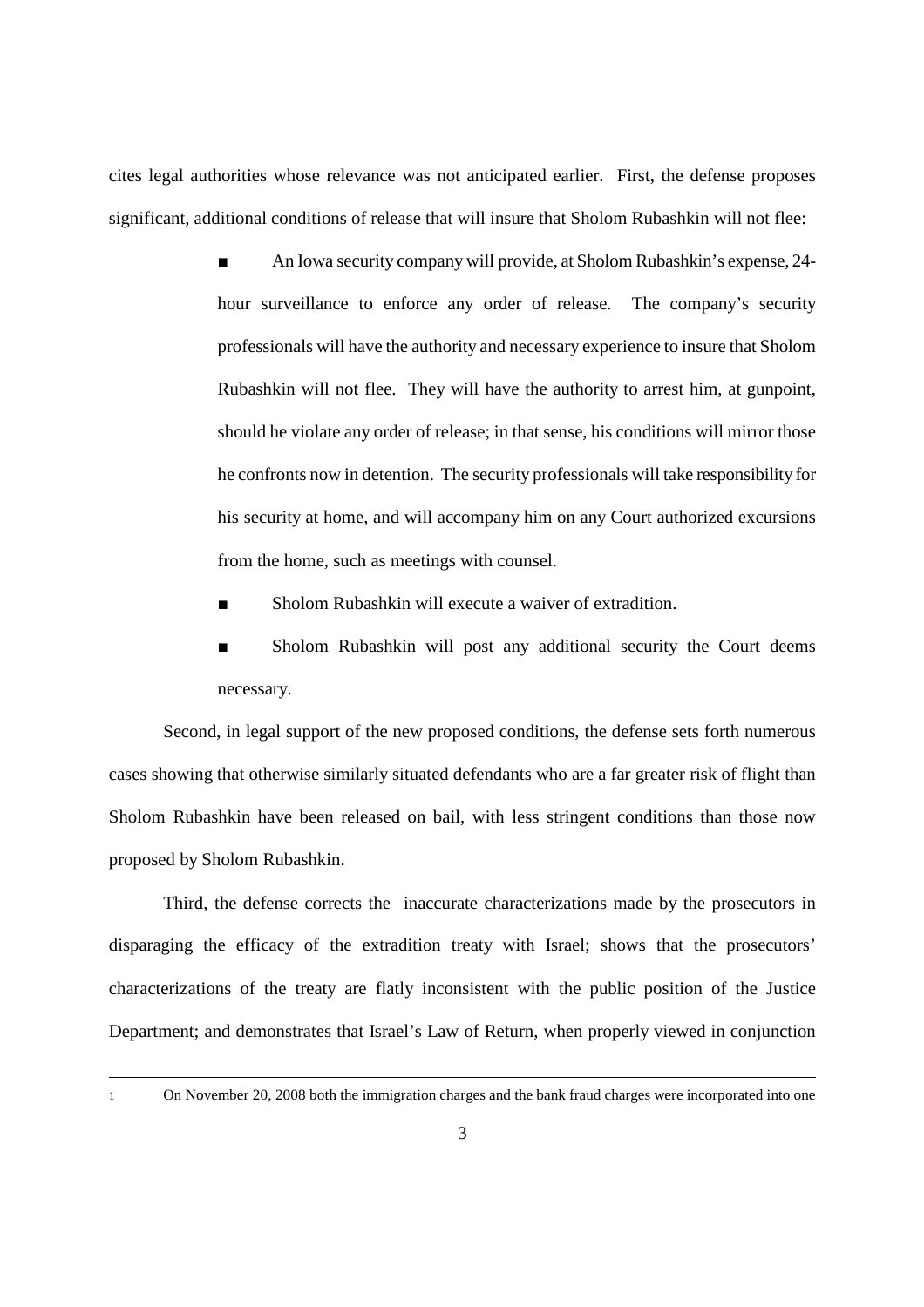cites legal authorities whose relevance was not anticipated earlier. First, the defense proposes significant, additional conditions of release that will insure that Sholom Rubashkin will not flee:

- An Iowa security company will provide, at Sholom Rubashkin's expense, 24-hour surveillance to enforce any order of release. The company's security professionals will have the authority and necessary experience to insure that Sholom Rubashkin will not flee. They will have the authority to arrest him, at gunpoint, should he violate any order of release; in that sense, his conditions will mirror those he confronts now in detention. The security professionals will take responsibility for his security at home, and will accompany him on any Court authorized excursions from the home, such as meetings with counsel.
- Sholom Rubashkin will execute a waiver of extradition.
- Sholom Rubashkin will post any additional security the Court deems necessary.

Second, in legal support of the new proposed conditions, the defense sets forth numerous cases showing that otherwise similarly situated defendants who are a far greater risk of flight than Sholom Rubashkin have been released on bail, with less stringent conditions than those now proposed by Sholom Rubashkin.

Third, the defense corrects the inaccurate characterizations made by the prosecutors in disparaging the efficacy of the extradition treaty with Israel; shows that the prosecutors' characterizations of the treaty are flatly inconsistent with the public position of the Justice Department; and demonstrates that Israel's Law of Return, when properly viewed in conjunction

---

[1] On November 20, 2008 both the immigration charges and the bank fraud charges were incorporated into one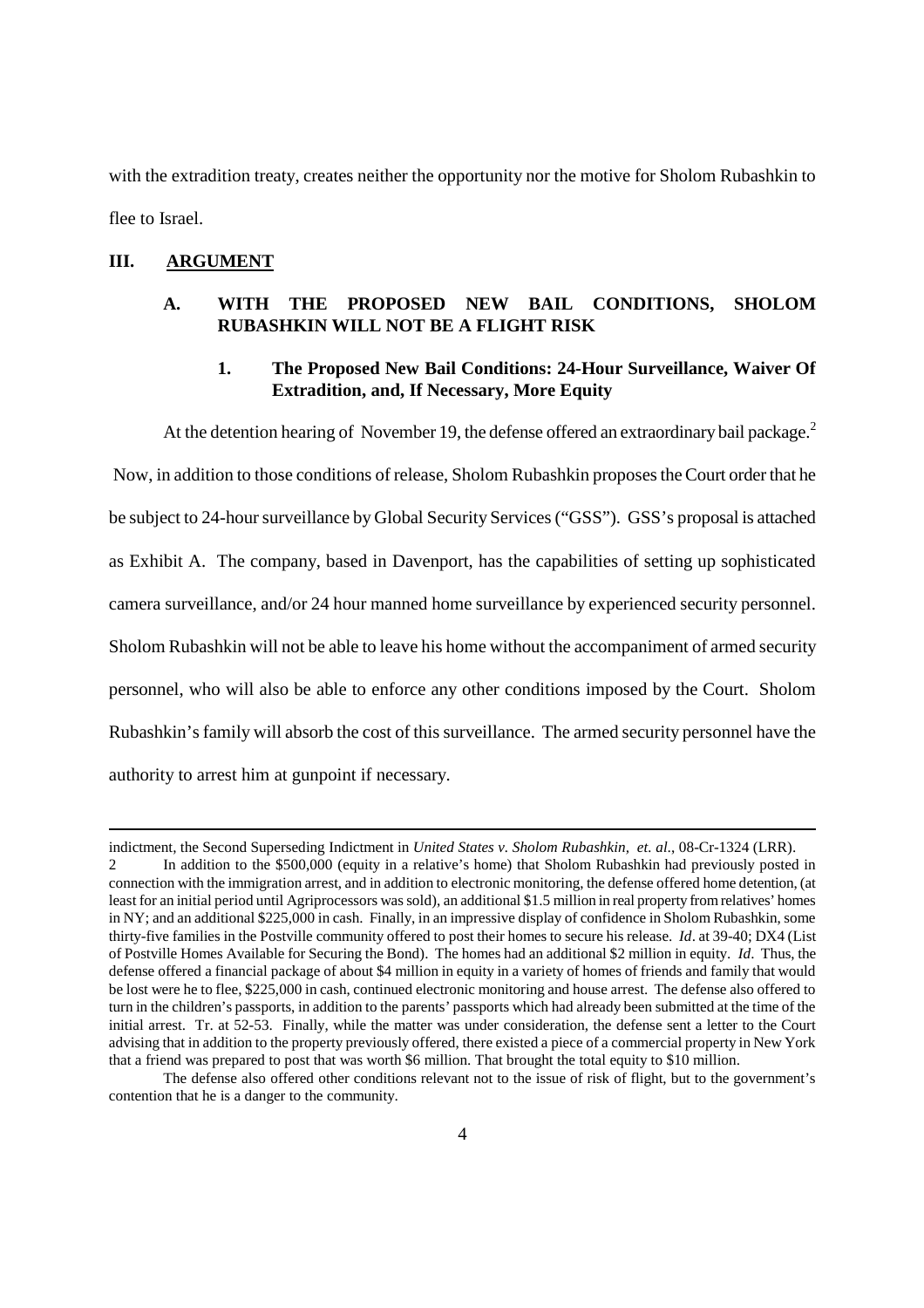with the extradition treaty, creates neither the opportunity nor the motive for Sholom Rubashkin to flee to Israel.

## III. ARGUMENT

### A. WITH THE PROPOSED NEW BAIL CONDITIONS, SHOLOM RUBASHKIN WILL NOT BE A FLIGHT RISK

#### 1. The Proposed New Bail Conditions: 24-Hour Surveillance, Waiver Of Extradition, and, If Necessary, More Equity

At the detention hearing of November 19, the defense offered an extraordinary bail package.[2] Now, in addition to those conditions of release, Sholom Rubashkin proposes the Court order that he be subject to 24-hour surveillance by Global Security Services ("GSS"). GSS's proposal is attached as Exhibit A. The company, based in Davenport, has the capabilities of setting up sophisticated camera surveillance, and/or 24 hour manned home surveillance by experienced security personnel. Sholom Rubashkin will not be able to leave his home without the accompaniment of armed security personnel, who will also be able to enforce any other conditions imposed by the Court. Sholom Rubashkin's family will absorb the cost of this surveillance. The armed security personnel have the authority to arrest him at gunpoint if necessary.

---

indictment, the Second Superseding Indictment in *United States v. Sholom Rubashkin, et. al.*, 08-Cr-1324 (LRR).

2 In addition to the $500,000 (equity in a relative's home) that Sholom Rubashkin had previously posted in connection with the immigration arrest, and in addition to electronic monitoring, the defense offered home detention, (at least for an initial period until Agriprocessors was sold), an additional $1.5 million in real property from relatives' homes in NY; and an additional $225,000 in cash. Finally, in an impressive display of confidence in Sholom Rubashkin, some thirty-five families in the Postville community offered to post their homes to secure his release. *Id*. at 39-40; DX4 (List of Postville Homes Available for Securing the Bond). The homes had an additional $2 million in equity. *Id*. Thus, the defense offered a financial package of about $4 million in equity in a variety of homes of friends and family that would be lost were he to flee, $225,000 in cash, continued electronic monitoring and house arrest. The defense also offered to turn in the children's passports, in addition to the parents' passports which had already been submitted at the time of the initial arrest. Tr. at 52-53. Finally, while the matter was under consideration, the defense sent a letter to the Court advising that in addition to the property previously offered, there existed a piece of a commercial property in New York that a friend was prepared to post that was worth $6 million. That brought the total equity to $10 million.

The defense also offered other conditions relevant not to the issue of risk of flight, but to the government's contention that he is a danger to the community.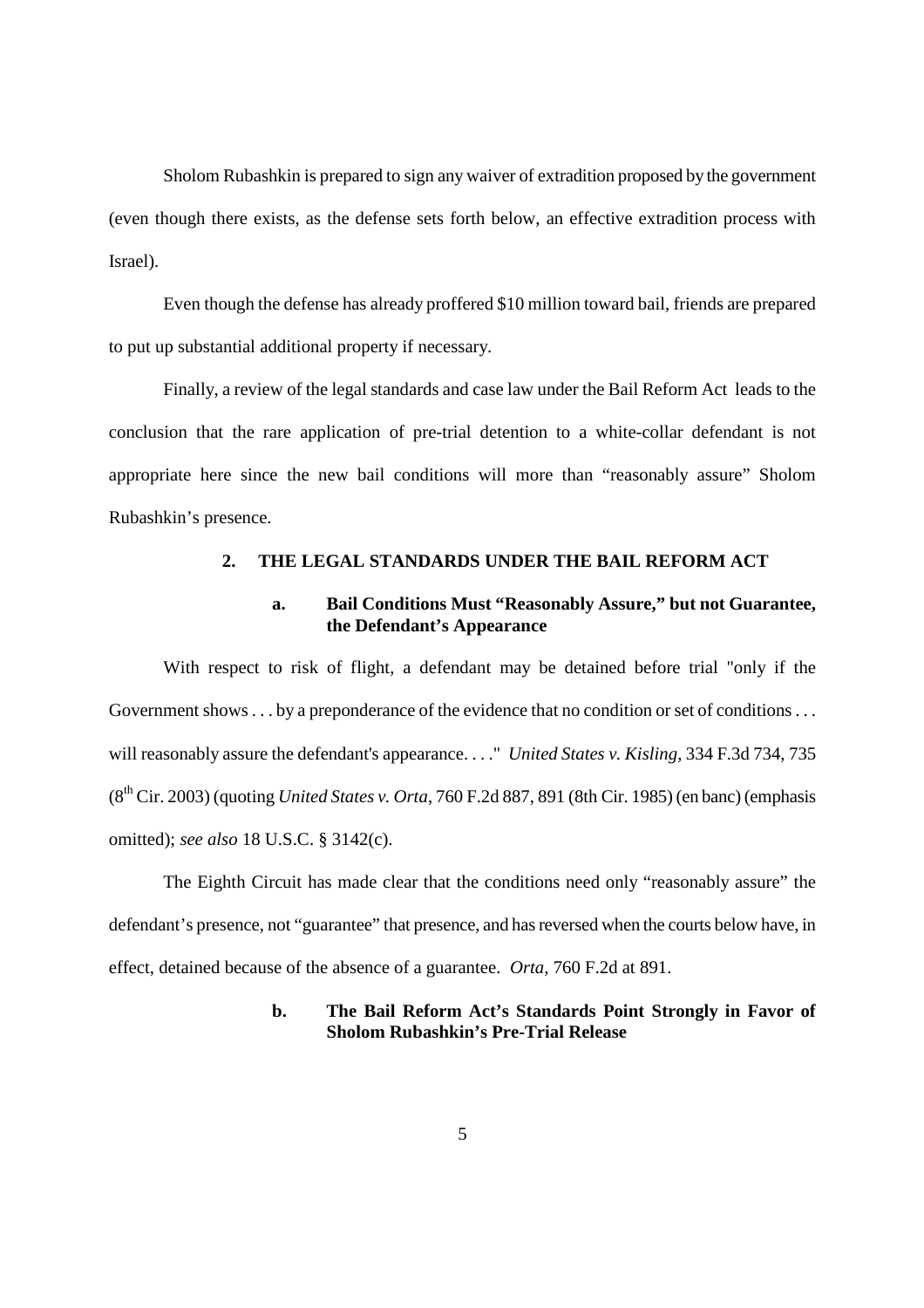Sholom Rubashkin is prepared to sign any waiver of extradition proposed by the government (even though there exists, as the defense sets forth below, an effective extradition process with Israel).

Even though the defense has already proffered $10 million toward bail, friends are prepared to put up substantial additional property if necessary.

Finally, a review of the legal standards and case law under the Bail Reform Act leads to the conclusion that the rare application of pre-trial detention to a white-collar defendant is not appropriate here since the new bail conditions will more than "reasonably assure" Sholom Rubashkin's presence.

## 2. THE LEGAL STANDARDS UNDER THE BAIL REFORM ACT

### a. Bail Conditions Must "Reasonably Assure," but not Guarantee, the Defendant's Appearance

With respect to risk of flight, a defendant may be detained before trial "only if the Government shows . . . by a preponderance of the evidence that no condition or set of conditions . . . will reasonably assure the defendant's appearance. . . ." *United States v. Kisling*, 334 F.3d 734, 735 (8th Cir. 2003) (quoting *United States v. Orta*, 760 F.2d 887, 891 (8th Cir. 1985) (en banc) (emphasis omitted); *see also* 18 U.S.C. § 3142(c).

The Eighth Circuit has made clear that the conditions need only "reasonably assure" the defendant's presence, not "guarantee" that presence, and has reversed when the courts below have, in effect, detained because of the absence of a guarantee. *Orta*, 760 F.2d at 891.

### b. The Bail Reform Act's Standards Point Strongly in Favor of Sholom Rubashkin's Pre-Trial Release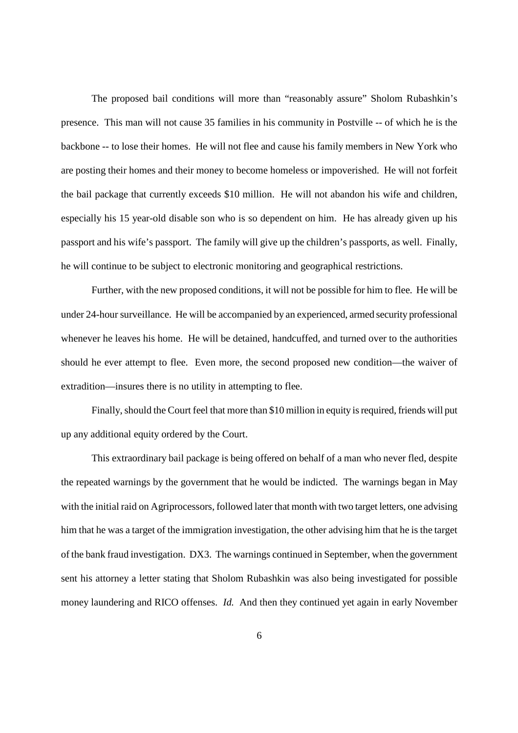The proposed bail conditions will more than "reasonably assure" Sholom Rubashkin's presence. This man will not cause 35 families in his community in Postville -- of which he is the backbone -- to lose their homes. He will not flee and cause his family members in New York who are posting their homes and their money to become homeless or impoverished. He will not forfeit the bail package that currently exceeds $10 million. He will not abandon his wife and children, especially his 15 year-old disable son who is so dependent on him. He has already given up his passport and his wife's passport. The family will give up the children's passports, as well. Finally, he will continue to be subject to electronic monitoring and geographical restrictions.

Further, with the new proposed conditions, it will not be possible for him to flee. He will be under 24-hour surveillance. He will be accompanied by an experienced, armed security professional whenever he leaves his home. He will be detained, handcuffed, and turned over to the authorities should he ever attempt to flee. Even more, the second proposed new condition—the waiver of extradition—insures there is no utility in attempting to flee.

Finally, should the Court feel that more than $10 million in equity is required, friends will put up any additional equity ordered by the Court.

This extraordinary bail package is being offered on behalf of a man who never fled, despite the repeated warnings by the government that he would be indicted. The warnings began in May with the initial raid on Agriprocessors, followed later that month with two target letters, one advising him that he was a target of the immigration investigation, the other advising him that he is the target of the bank fraud investigation. DX3. The warnings continued in September, when the government sent his attorney a letter stating that Sholom Rubashkin was also being investigated for possible money laundering and RICO offenses. *Id.* And then they continued yet again in early November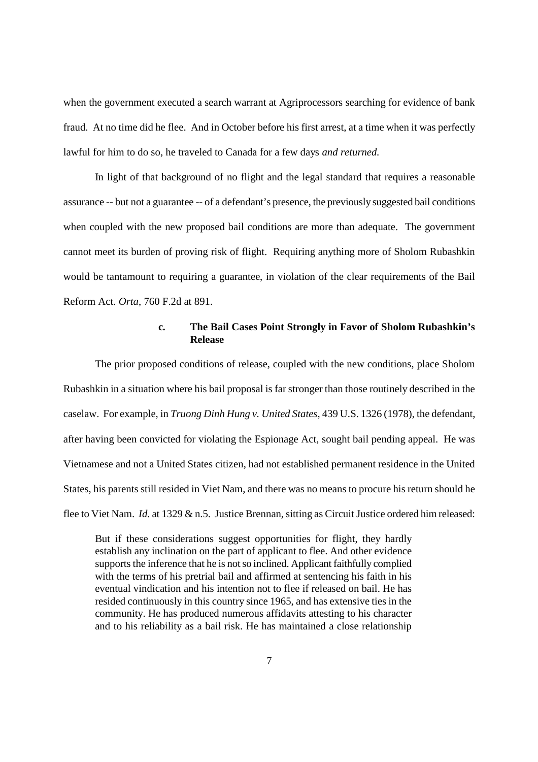when the government executed a search warrant at Agriprocessors searching for evidence of bank fraud. At no time did he flee. And in October before his first arrest, at a time when it was perfectly lawful for him to do so, he traveled to Canada for a few days *and returned.*

In light of that background of no flight and the legal standard that requires a reasonable assurance -- but not a guarantee -- of a defendant's presence, the previously suggested bail conditions when coupled with the new proposed bail conditions are more than adequate. The government cannot meet its burden of proving risk of flight. Requiring anything more of Sholom Rubashkin would be tantamount to requiring a guarantee, in violation of the clear requirements of the Bail Reform Act. *Orta*, 760 F.2d at 891.

### c. The Bail Cases Point Strongly in Favor of Sholom Rubashkin's Release

The prior proposed conditions of release, coupled with the new conditions, place Sholom Rubashkin in a situation where his bail proposal is far stronger than those routinely described in the caselaw. For example, in *Truong Dinh Hung v. United States*, 439 U.S. 1326 (1978), the defendant, after having been convicted for violating the Espionage Act, sought bail pending appeal. He was Vietnamese and not a United States citizen, had not established permanent residence in the United States, his parents still resided in Viet Nam, and there was no means to procure his return should he flee to Viet Nam. *Id.* at 1329 & n.5. Justice Brennan, sitting as Circuit Justice ordered him released:

> But if these considerations suggest opportunities for flight, they hardly establish any inclination on the part of applicant to flee. And other evidence supports the inference that he is not so inclined. Applicant faithfully complied with the terms of his pretrial bail and affirmed at sentencing his faith in his eventual vindication and his intention not to flee if released on bail. He has resided continuously in this country since 1965, and has extensive ties in the community. He has produced numerous affidavits attesting to his character and to his reliability as a bail risk. He has maintained a close relationship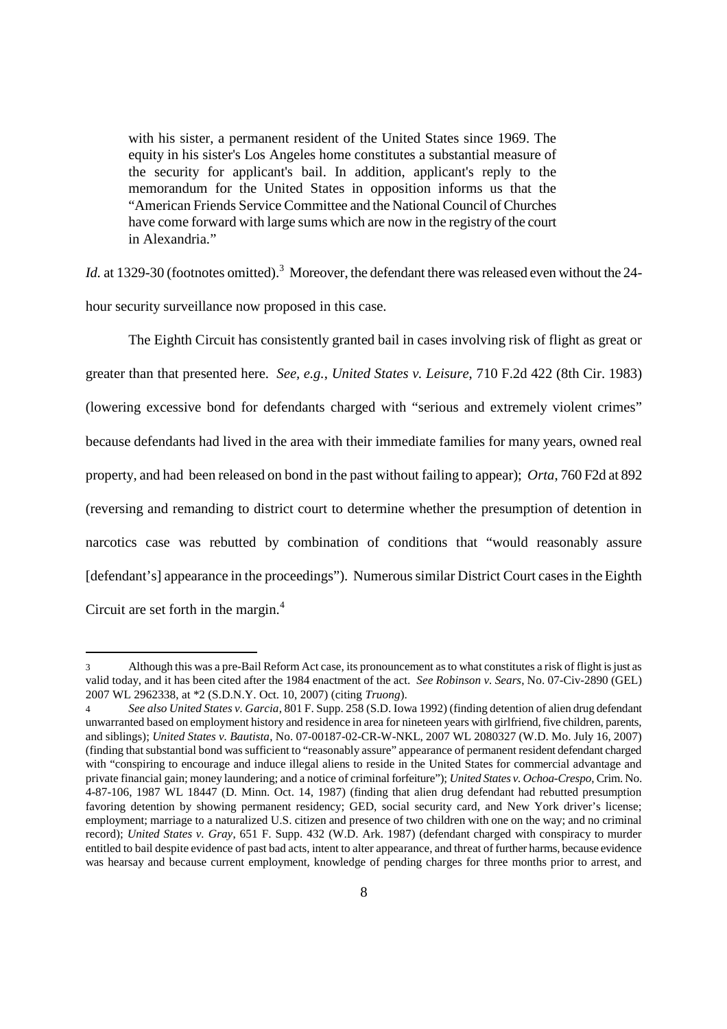> with his sister, a permanent resident of the United States since 1969. The equity in his sister's Los Angeles home constitutes a substantial measure of the security for applicant's bail. In addition, applicant's reply to the memorandum for the United States in opposition informs us that the "American Friends Service Committee and the National Council of Churches have come forward with large sums which are now in the registry of the court in Alexandria."

*Id.* at 1329-30 (footnotes omitted).[3] Moreover, the defendant there was released even without the 24-hour security surveillance now proposed in this case.

The Eighth Circuit has consistently granted bail in cases involving risk of flight as great or greater than that presented here. *See, e.g.*, *United States v. Leisure*, 710 F.2d 422 (8th Cir. 1983) (lowering excessive bond for defendants charged with "serious and extremely violent crimes" because defendants had lived in the area with their immediate families for many years, owned real property, and had been released on bond in the past without failing to appear); *Orta*, 760 F2d at 892 (reversing and remanding to district court to determine whether the presumption of detention in narcotics case was rebutted by combination of conditions that "would reasonably assure [defendant's] appearance in the proceedings"). Numerous similar District Court cases in the Eighth Circuit are set forth in the margin.[4]

---

[3] Although this was a pre-Bail Reform Act case, its pronouncement as to what constitutes a risk of flight is just as valid today, and it has been cited after the 1984 enactment of the act. *See Robinson v. Sears*, No. 07-Civ-2890 (GEL) 2007 WL 2962338, at *2 (S.D.N.Y. Oct. 10, 2007) (citing *Truong*).

[4] *See also United States v. Garcia*, 801 F. Supp. 258 (S.D. Iowa 1992) (finding detention of alien drug defendant unwarranted based on employment history and residence in area for nineteen years with girlfriend, five children, parents, and siblings); *United States v. Bautista*, No. 07-00187-02-CR-W-NKL, 2007 WL 2080327 (W.D. Mo. July 16, 2007) (finding that substantial bond was sufficient to "reasonably assure" appearance of permanent resident defendant charged with "conspiring to encourage and induce illegal aliens to reside in the United States for commercial advantage and private financial gain; money laundering; and a notice of criminal forfeiture"); *United States v. Ochoa-Crespo*, Crim. No. 4-87-106, 1987 WL 18447 (D. Minn. Oct. 14, 1987) (finding that alien drug defendant had rebutted presumption favoring detention by showing permanent residency; GED, social security card, and New York driver's license; employment; marriage to a naturalized U.S. citizen and presence of two children with one on the way; and no criminal record); *United States v. Gray*, 651 F. Supp. 432 (W.D. Ark. 1987) (defendant charged with conspiracy to murder entitled to bail despite evidence of past bad acts, intent to alter appearance, and threat of further harms, because evidence was hearsay and because current employment, knowledge of pending charges for three months prior to arrest, and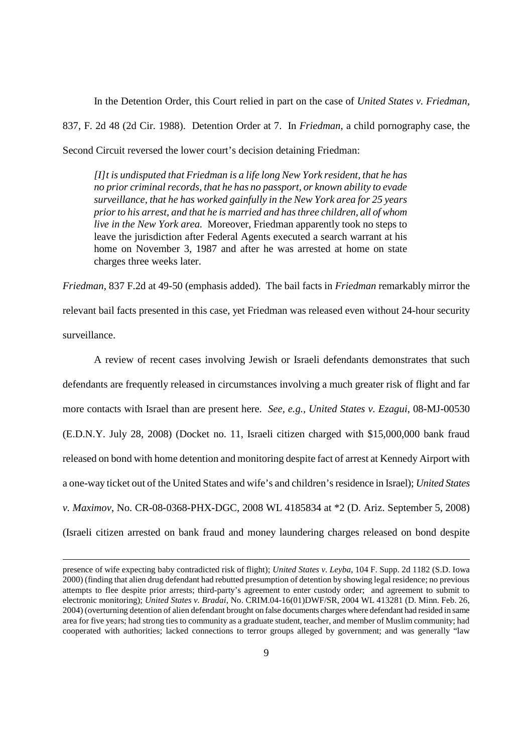In the Detention Order, this Court relied in part on the case of *United States v. Friedman*, 837, F. 2d 48 (2d Cir. 1988). Detention Order at 7. In *Friedman*, a child pornography case, the Second Circuit reversed the lower court's decision detaining Friedman:

> *[I]t is undisputed that Friedman is a life long New York resident, that he has no prior criminal records, that he has no passport, or known ability to evade surveillance, that he has worked gainfully in the New York area for 25 years prior to his arrest, and that he is married and has three children, all of whom live in the New York area.* Moreover, Friedman apparently took no steps to leave the jurisdiction after Federal Agents executed a search warrant at his home on November 3, 1987 and after he was arrested at home on state charges three weeks later.

*Friedman*, 837 F.2d at 49-50 (emphasis added). The bail facts in *Friedman* remarkably mirror the relevant bail facts presented in this case, yet Friedman was released even without 24-hour security surveillance.

A review of recent cases involving Jewish or Israeli defendants demonstrates that such defendants are frequently released in circumstances involving a much greater risk of flight and far more contacts with Israel than are present here. *See, e.g.*, *United States v. Ezagui*, 08-MJ-00530 (E.D.N.Y. July 28, 2008) (Docket no. 11, Israeli citizen charged with $15,000,000 bank fraud released on bond with home detention and monitoring despite fact of arrest at Kennedy Airport with a one-way ticket out of the United States and wife's and children's residence in Israel); *United States v. Maximov*, No. CR-08-0368-PHX-DGC, 2008 WL 4185834 at *2 (D. Ariz. September 5, 2008) (Israeli citizen arrested on bank fraud and money laundering charges released on bond despite

---

presence of wife expecting baby contradicted risk of flight); *United States v. Leyba*, 104 F. Supp. 2d 1182 (S.D. Iowa 2000) (finding that alien drug defendant had rebutted presumption of detention by showing legal residence; no previous attempts to flee despite prior arrests; third-party's agreement to enter custody order; and agreement to submit to electronic monitoring); *United States v. Bradai*, No. CRIM.04-16(01)DWF/SR, 2004 WL 413281 (D. Minn. Feb. 26, 2004) (overturning detention of alien defendant brought on false documents charges where defendant had resided in same area for five years; had strong ties to community as a graduate student, teacher, and member of Muslim community; had cooperated with authorities; lacked connections to terror groups alleged by government; and was generally "law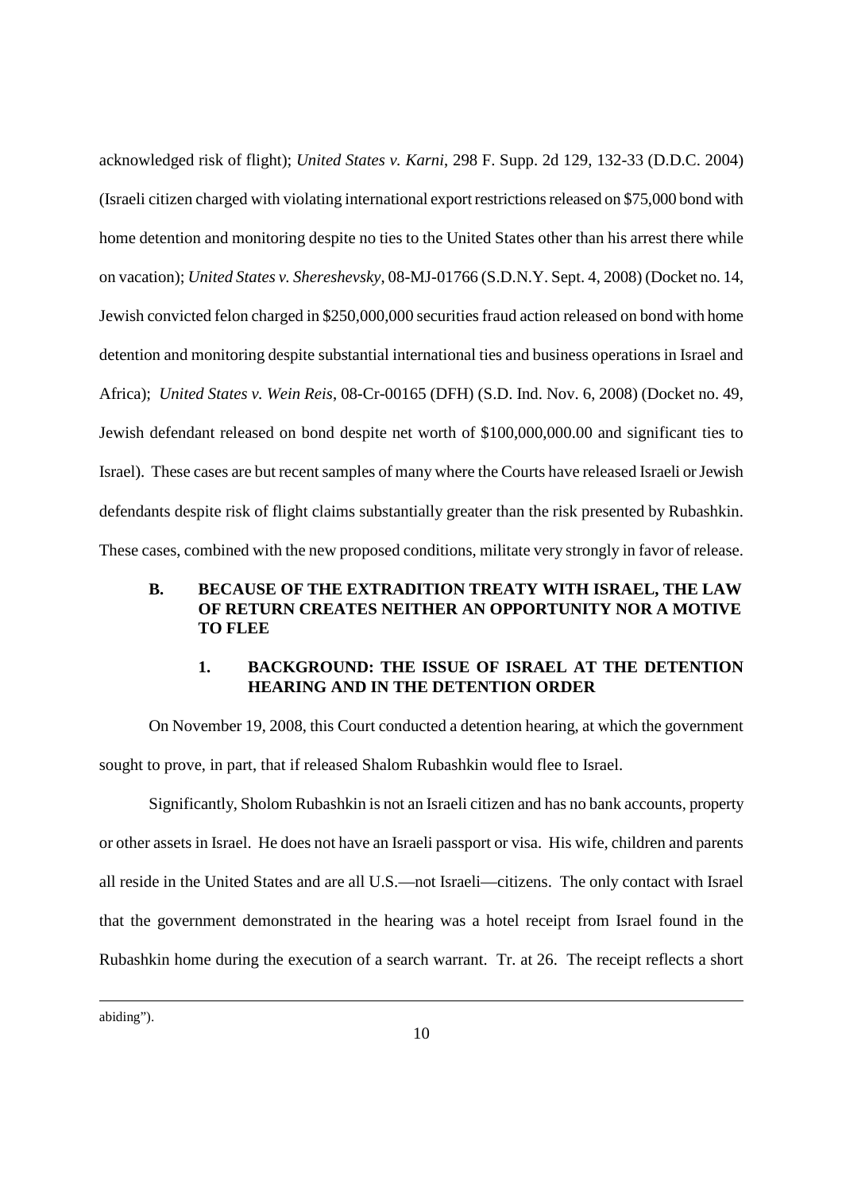acknowledged risk of flight); *United States v. Karni*, 298 F. Supp. 2d 129, 132-33 (D.D.C. 2004) (Israeli citizen charged with violating international export restrictions released on $75,000 bond with home detention and monitoring despite no ties to the United States other than his arrest there while on vacation); *United States v. Shereshevsky*, 08-MJ-01766 (S.D.N.Y. Sept. 4, 2008) (Docket no. 14, Jewish convicted felon charged in $250,000,000 securities fraud action released on bond with home detention and monitoring despite substantial international ties and business operations in Israel and Africa); *United States v. Wein Reis*, 08-Cr-00165 (DFH) (S.D. Ind. Nov. 6, 2008) (Docket no. 49, Jewish defendant released on bond despite net worth of $100,000,000.00 and significant ties to Israel). These cases are but recent samples of many where the Courts have released Israeli or Jewish defendants despite risk of flight claims substantially greater than the risk presented by Rubashkin. These cases, combined with the new proposed conditions, militate very strongly in favor of release.

### B. BECAUSE OF THE EXTRADITION TREATY WITH ISRAEL, THE LAW OF RETURN CREATES NEITHER AN OPPORTUNITY NOR A MOTIVE TO FLEE

#### 1. BACKGROUND: THE ISSUE OF ISRAEL AT THE DETENTION HEARING AND IN THE DETENTION ORDER

On November 19, 2008, this Court conducted a detention hearing, at which the government sought to prove, in part, that if released Shalom Rubashkin would flee to Israel.

Significantly, Sholom Rubashkin is not an Israeli citizen and has no bank accounts, property or other assets in Israel. He does not have an Israeli passport or visa. His wife, children and parents all reside in the United States and are all U.S.—not Israeli—citizens. The only contact with Israel that the government demonstrated in the hearing was a hotel receipt from Israel found in the Rubashkin home during the execution of a search warrant. Tr. at 26. The receipt reflects a short

abiding").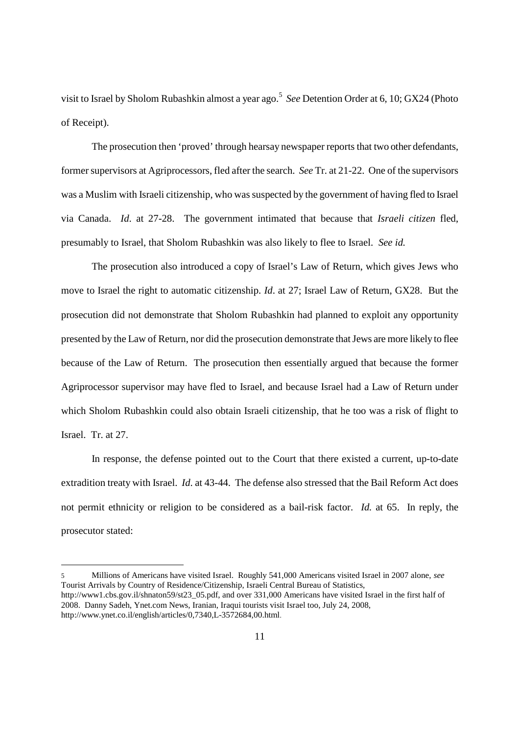visit to Israel by Sholom Rubashkin almost a year ago.[5] *See* Detention Order at 6, 10; GX24 (Photo of Receipt).

The prosecution then 'proved' through hearsay newspaper reports that two other defendants, former supervisors at Agriprocessors, fled after the search. *See* Tr. at 21-22. One of the supervisors was a Muslim with Israeli citizenship, who was suspected by the government of having fled to Israel via Canada. *Id*. at 27-28. The government intimated that because that *Israeli citizen* fled, presumably to Israel, that Sholom Rubashkin was also likely to flee to Israel. *See id.*

The prosecution also introduced a copy of Israel's Law of Return, which gives Jews who move to Israel the right to automatic citizenship. *Id*. at 27; Israel Law of Return, GX28. But the prosecution did not demonstrate that Sholom Rubashkin had planned to exploit any opportunity presented by the Law of Return, nor did the prosecution demonstrate that Jews are more likely to flee because of the Law of Return. The prosecution then essentially argued that because the former Agriprocessor supervisor may have fled to Israel, and because Israel had a Law of Return under which Sholom Rubashkin could also obtain Israeli citizenship, that he too was a risk of flight to Israel. Tr. at 27.

In response, the defense pointed out to the Court that there existed a current, up-to-date extradition treaty with Israel. *Id*. at 43-44. The defense also stressed that the Bail Reform Act does not permit ethnicity or religion to be considered as a bail-risk factor. *Id.* at 65. In reply, the prosecutor stated:

---

[5] Millions of Americans have visited Israel. Roughly 541,000 Americans visited Israel in 2007 alone, *see* Tourist Arrivals by Country of Residence/Citizenship, Israeli Central Bureau of Statistics, http://www1.cbs.gov.il/shnaton59/st23_05.pdf, and over 331,000 Americans have visited Israel in the first half of 2008. Danny Sadeh, Ynet.com News, Iranian, Iraqui tourists visit Israel too, July 24, 2008, http://www.ynet.co.il/english/articles/0,7340,L-3572684,00.html.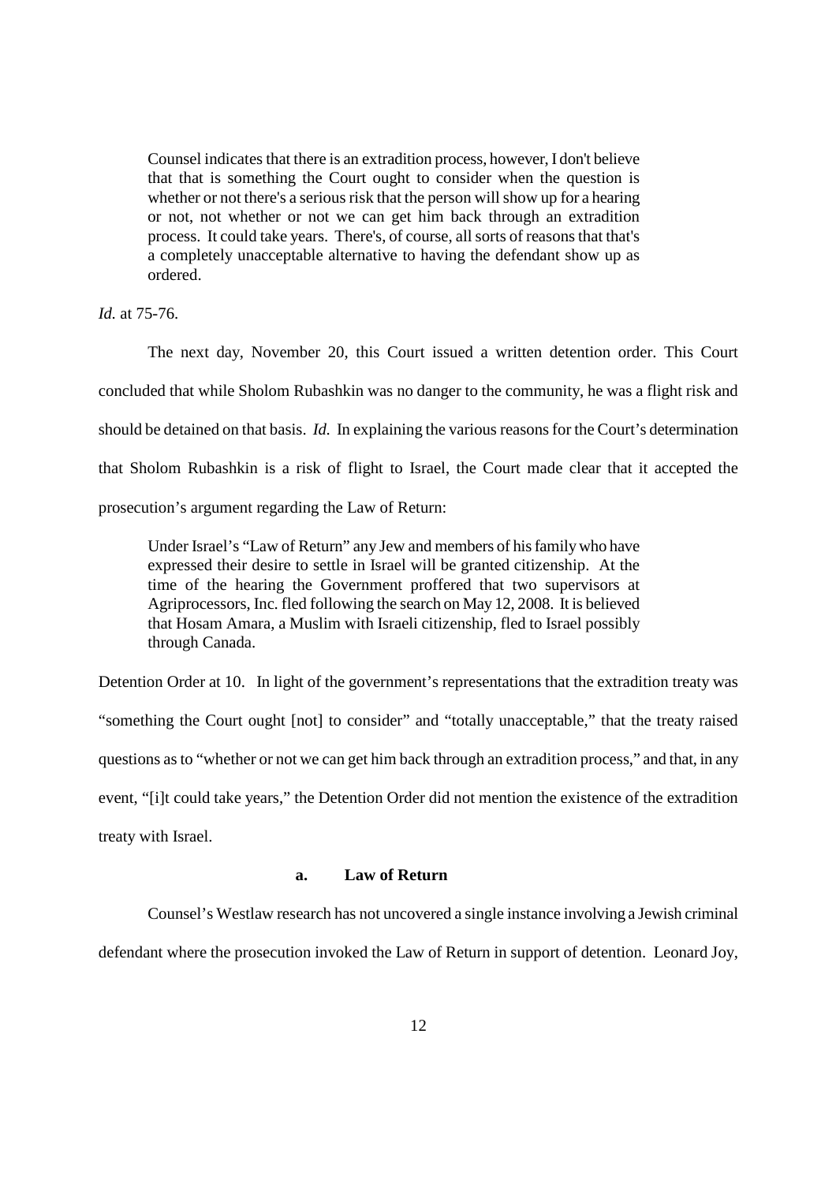> Counsel indicates that there is an extradition process, however, I don't believe that that is something the Court ought to consider when the question is whether or not there's a serious risk that the person will show up for a hearing or not, not whether or not we can get him back through an extradition process. It could take years. There's, of course, all sorts of reasons that that's a completely unacceptable alternative to having the defendant show up as ordered.

*Id.* at 75-76.

The next day, November 20, this Court issued a written detention order. This Court concluded that while Sholom Rubashkin was no danger to the community, he was a flight risk and should be detained on that basis. *Id.* In explaining the various reasons for the Court's determination that Sholom Rubashkin is a risk of flight to Israel, the Court made clear that it accepted the prosecution's argument regarding the Law of Return:

> Under Israel's "Law of Return" any Jew and members of his family who have expressed their desire to settle in Israel will be granted citizenship. At the time of the hearing the Government proffered that two supervisors at Agriprocessors, Inc. fled following the search on May 12, 2008. It is believed that Hosam Amara, a Muslim with Israeli citizenship, fled to Israel possibly through Canada.

Detention Order at 10. In light of the government's representations that the extradition treaty was "something the Court ought [not] to consider" and "totally unacceptable," that the treaty raised questions as to "whether or not we can get him back through an extradition process," and that, in any event, "[i]t could take years," the Detention Order did not mention the existence of the extradition treaty with Israel.

### a. Law of Return

Counsel's Westlaw research has not uncovered a single instance involving a Jewish criminal defendant where the prosecution invoked the Law of Return in support of detention. Leonard Joy,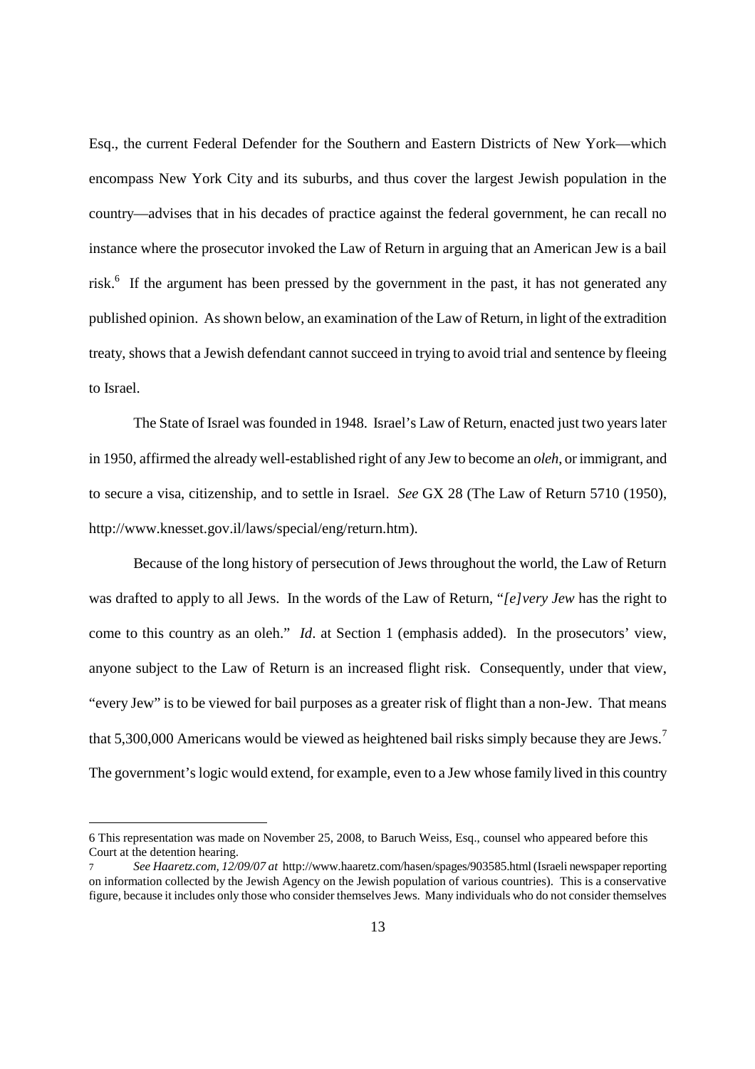Esq., the current Federal Defender for the Southern and Eastern Districts of New York—which encompass New York City and its suburbs, and thus cover the largest Jewish population in the country—advises that in his decades of practice against the federal government, he can recall no instance where the prosecutor invoked the Law of Return in arguing that an American Jew is a bail risk.[6] If the argument has been pressed by the government in the past, it has not generated any published opinion. As shown below, an examination of the Law of Return, in light of the extradition treaty, shows that a Jewish defendant cannot succeed in trying to avoid trial and sentence by fleeing to Israel.

The State of Israel was founded in 1948. Israel's Law of Return, enacted just two years later in 1950, affirmed the already well-established right of any Jew to become an *oleh*, or immigrant, and to secure a visa, citizenship, and to settle in Israel. *See* GX 28 (The Law of Return 5710 (1950), http://www.knesset.gov.il/laws/special/eng/return.htm).

Because of the long history of persecution of Jews throughout the world, the Law of Return was drafted to apply to all Jews. In the words of the Law of Return, "*[e]very Jew* has the right to come to this country as an oleh." *Id*. at Section 1 (emphasis added). In the prosecutors' view, anyone subject to the Law of Return is an increased flight risk. Consequently, under that view, "every Jew" is to be viewed for bail purposes as a greater risk of flight than a non-Jew. That means that 5,300,000 Americans would be viewed as heightened bail risks simply because they are Jews.[7] The government's logic would extend, for example, even to a Jew whose family lived in this country

---

6 This representation was made on November 25, 2008, to Baruch Weiss, Esq., counsel who appeared before this Court at the detention hearing.

7 *See Haaretz.com, 12/09/07 at* http://www.haaretz.com/hasen/spages/903585.html (Israeli newspaper reporting on information collected by the Jewish Agency on the Jewish population of various countries). This is a conservative figure, because it includes only those who consider themselves Jews. Many individuals who do not consider themselves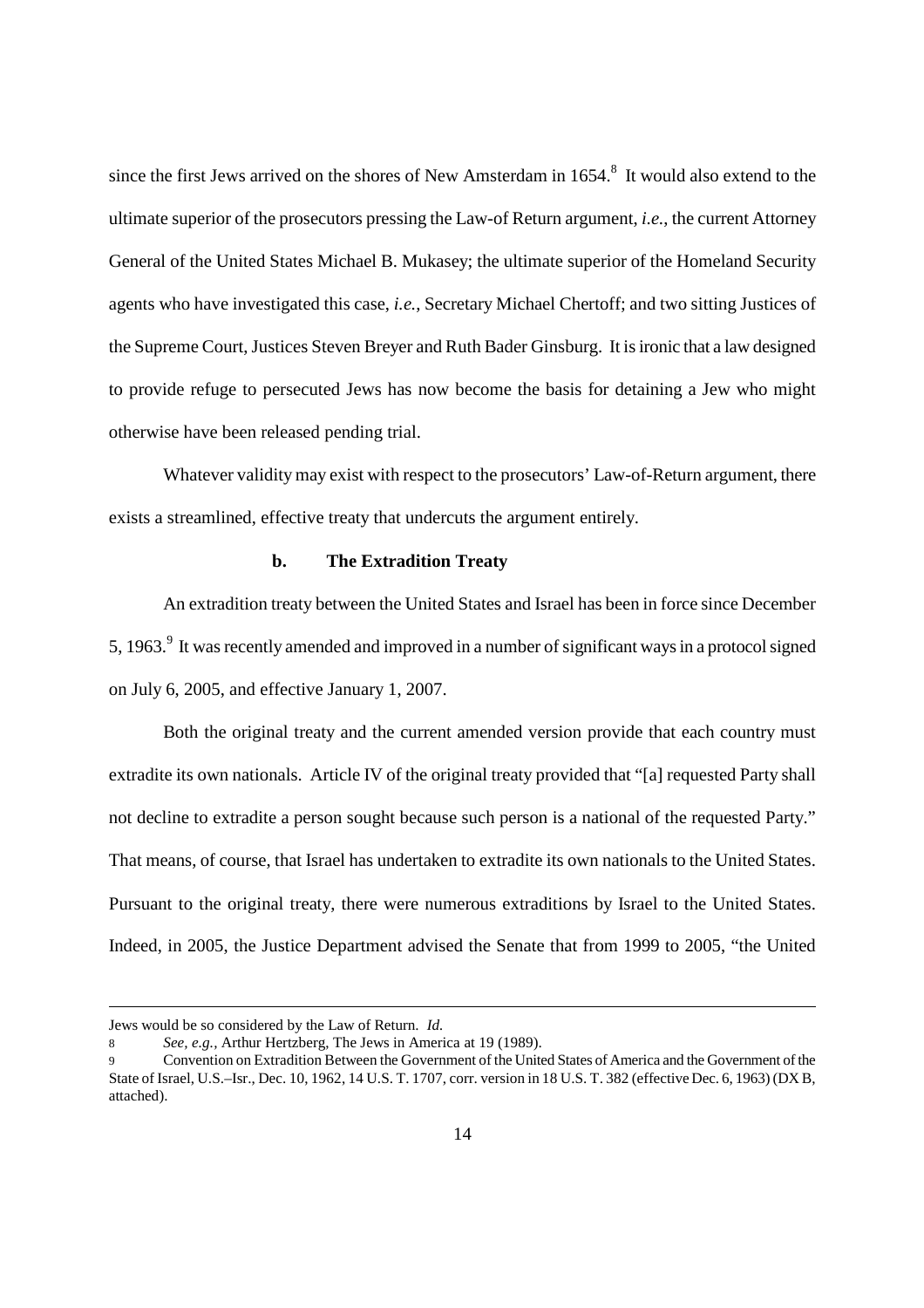since the first Jews arrived on the shores of New Amsterdam in 1654.[8] It would also extend to the ultimate superior of the prosecutors pressing the Law-of Return argument, *i.e.*, the current Attorney General of the United States Michael B. Mukasey; the ultimate superior of the Homeland Security agents who have investigated this case, *i.e.*, Secretary Michael Chertoff; and two sitting Justices of the Supreme Court, Justices Steven Breyer and Ruth Bader Ginsburg. It is ironic that a law designed to provide refuge to persecuted Jews has now become the basis for detaining a Jew who might otherwise have been released pending trial.

Whatever validity may exist with respect to the prosecutors' Law-of-Return argument, there exists a streamlined, effective treaty that undercuts the argument entirely.

**b. The Extradition Treaty**

An extradition treaty between the United States and Israel has been in force since December 5, 1963.[9] It was recently amended and improved in a number of significant ways in a protocol signed on July 6, 2005, and effective January 1, 2007.

Both the original treaty and the current amended version provide that each country must extradite its own nationals. Article IV of the original treaty provided that "[a] requested Party shall not decline to extradite a person sought because such person is a national of the requested Party." That means, of course, that Israel has undertaken to extradite its own nationals to the United States. Pursuant to the original treaty, there were numerous extraditions by Israel to the United States. Indeed, in 2005, the Justice Department advised the Senate that from 1999 to 2005, "the United

---

Jews would be so considered by the Law of Return. *Id.*

8 *See, e.g.*, Arthur Hertzberg, The Jews in America at 19 (1989).

9 Convention on Extradition Between the Government of the United States of America and the Government of the State of Israel, U.S.–Isr., Dec. 10, 1962, 14 U.S. T. 1707, corr. version in 18 U.S. T. 382 (effective Dec. 6, 1963) (DX B, attached).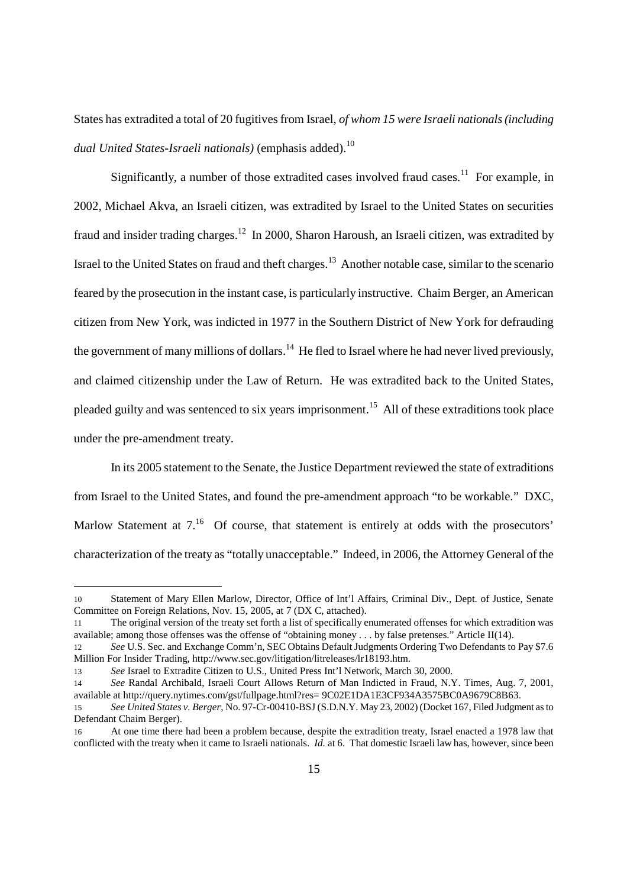States has extradited a total of 20 fugitives from Israel, *of whom 15 were Israeli nationals (including dual United States-Israeli nationals)* (emphasis added).[10]

Significantly, a number of those extradited cases involved fraud cases.[11] For example, in 2002, Michael Akva, an Israeli citizen, was extradited by Israel to the United States on securities fraud and insider trading charges.[12] In 2000, Sharon Haroush, an Israeli citizen, was extradited by Israel to the United States on fraud and theft charges.[13] Another notable case, similar to the scenario feared by the prosecution in the instant case, is particularly instructive. Chaim Berger, an American citizen from New York, was indicted in 1977 in the Southern District of New York for defrauding the government of many millions of dollars.[14] He fled to Israel where he had never lived previously, and claimed citizenship under the Law of Return. He was extradited back to the United States, pleaded guilty and was sentenced to six years imprisonment.[15] All of these extraditions took place under the pre-amendment treaty.

In its 2005 statement to the Senate, the Justice Department reviewed the state of extraditions from Israel to the United States, and found the pre-amendment approach "to be workable." DXC, Marlow Statement at 7.[16] Of course, that statement is entirely at odds with the prosecutors' characterization of the treaty as "totally unacceptable." Indeed, in 2006, the Attorney General of the

---

10 Statement of Mary Ellen Marlow, Director, Office of Int'l Affairs, Criminal Div., Dept. of Justice, Senate Committee on Foreign Relations, Nov. 15, 2005, at 7 (DX C, attached).

11 The original version of the treaty set forth a list of specifically enumerated offenses for which extradition was available; among those offenses was the offense of "obtaining money . . . by false pretenses." Article II(14).

12 *See* U.S. Sec. and Exchange Comm'n, SEC Obtains Default Judgments Ordering Two Defendants to Pay $7.6 Million For Insider Trading, http://www.sec.gov/litigation/litreleases/lr18193.htm.

13 *See* Israel to Extradite Citizen to U.S., United Press Int'l Network, March 30, 2000.

14 *See* Randal Archibald, Israeli Court Allows Return of Man Indicted in Fraud, N.Y. Times, Aug. 7, 2001, available at http://query.nytimes.com/gst/fullpage.html?res= 9C02E1DA1E3CF934A3575BC0A9679C8B63.

15 *See United States v. Berger*, No. 97-Cr-00410-BSJ (S.D.N.Y. May 23, 2002) (Docket 167, Filed Judgment as to Defendant Chaim Berger).

16 At one time there had been a problem because, despite the extradition treaty, Israel enacted a 1978 law that conflicted with the treaty when it came to Israeli nationals. *Id.* at 6. That domestic Israeli law has, however, since been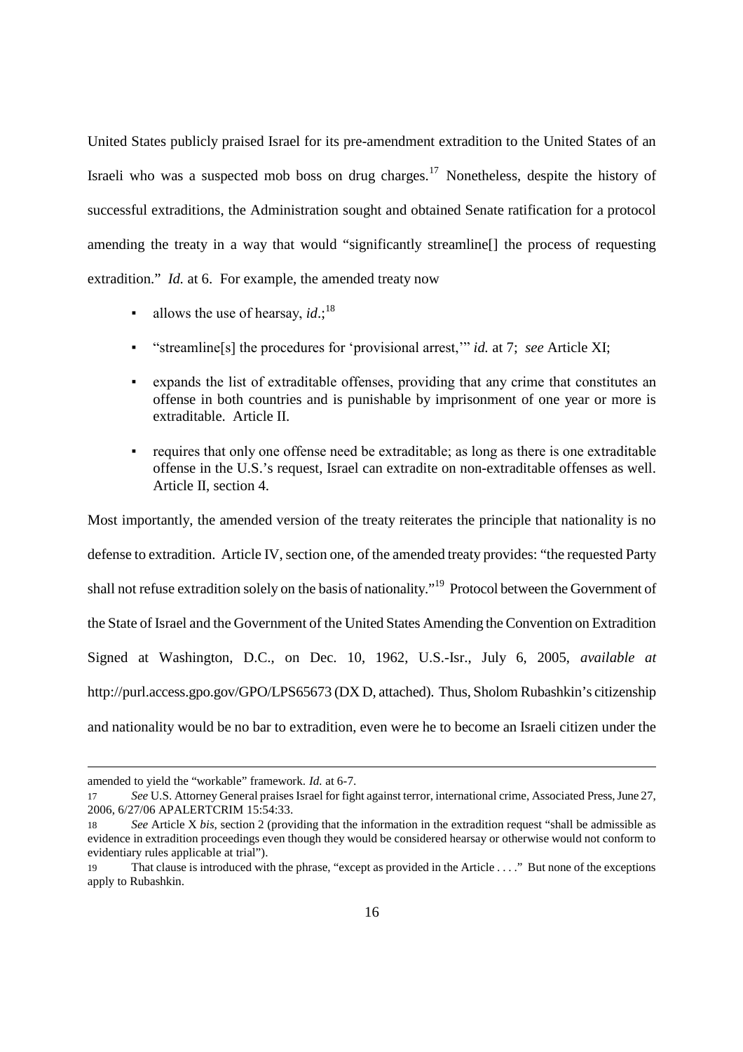United States publicly praised Israel for its pre-amendment extradition to the United States of an Israeli who was a suspected mob boss on drug charges.[17] Nonetheless, despite the history of successful extraditions, the Administration sought and obtained Senate ratification for a protocol amending the treaty in a way that would "significantly streamline[] the process of requesting extradition." *Id.* at 6. For example, the amended treaty now

- allows the use of hearsay, *id*.;[18]
- "streamline[s] the procedures for 'provisional arrest,'" *id.* at 7; *see* Article XI;
- expands the list of extraditable offenses, providing that any crime that constitutes an offense in both countries and is punishable by imprisonment of one year or more is extraditable. Article II.
- requires that only one offense need be extraditable; as long as there is one extraditable offense in the U.S.'s request, Israel can extradite on non-extraditable offenses as well. Article II, section 4.

Most importantly, the amended version of the treaty reiterates the principle that nationality is no defense to extradition. Article IV, section one, of the amended treaty provides: "the requested Party shall not refuse extradition solely on the basis of nationality."[19] Protocol between the Government of the State of Israel and the Government of the United States Amending the Convention on Extradition Signed at Washington, D.C., on Dec. 10, 1962, U.S.-Isr., July 6, 2005, *available at* http://purl.access.gpo.gov/GPO/LPS65673 (DX D, attached). Thus, Sholom Rubashkin's citizenship and nationality would be no bar to extradition, even were he to become an Israeli citizen under the

---

amended to yield the "workable" framework. *Id.* at 6-7.

[17] *See* U.S. Attorney General praises Israel for fight against terror, international crime, Associated Press, June 27, 2006, 6/27/06 APALERTCRIM 15:54:33.

[18] *See* Article X *bis*, section 2 (providing that the information in the extradition request "shall be admissible as evidence in extradition proceedings even though they would be considered hearsay or otherwise would not conform to evidentiary rules applicable at trial").

[19] That clause is introduced with the phrase, "except as provided in the Article . . . ." But none of the exceptions apply to Rubashkin.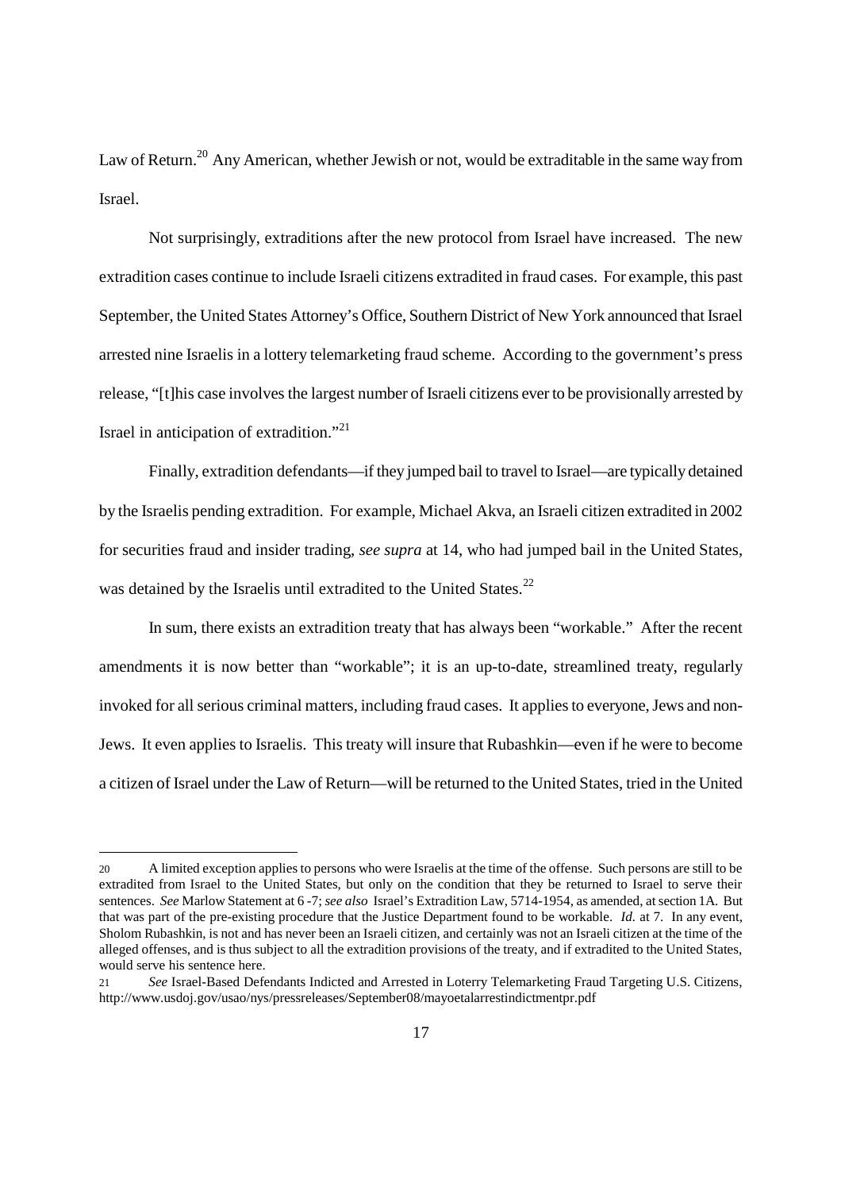Law of Return.[20] Any American, whether Jewish or not, would be extraditable in the same way from Israel.

Not surprisingly, extraditions after the new protocol from Israel have increased. The new extradition cases continue to include Israeli citizens extradited in fraud cases. For example, this past September, the United States Attorney's Office, Southern District of New York announced that Israel arrested nine Israelis in a lottery telemarketing fraud scheme. According to the government's press release, "[t]his case involves the largest number of Israeli citizens ever to be provisionally arrested by Israel in anticipation of extradition."[21]

Finally, extradition defendants—if they jumped bail to travel to Israel—are typically detained by the Israelis pending extradition. For example, Michael Akva, an Israeli citizen extradited in 2002 for securities fraud and insider trading, *see supra* at 14, who had jumped bail in the United States, was detained by the Israelis until extradited to the United States.[22]

In sum, there exists an extradition treaty that has always been "workable." After the recent amendments it is now better than "workable"; it is an up-to-date, streamlined treaty, regularly invoked for all serious criminal matters, including fraud cases. It applies to everyone, Jews and non-Jews. It even applies to Israelis. This treaty will insure that Rubashkin—even if he were to become a citizen of Israel under the Law of Return—will be returned to the United States, tried in the United

---

20 A limited exception applies to persons who were Israelis at the time of the offense. Such persons are still to be extradited from Israel to the United States, but only on the condition that they be returned to Israel to serve their sentences. *See* Marlow Statement at 6 -7; *see also* Israel's Extradition Law, 5714-1954, as amended, at section 1A. But that was part of the pre-existing procedure that the Justice Department found to be workable. *Id.* at 7. In any event, Sholom Rubashkin, is not and has never been an Israeli citizen, and certainly was not an Israeli citizen at the time of the alleged offenses, and is thus subject to all the extradition provisions of the treaty, and if extradited to the United States, would serve his sentence here.

21 *See* Israel-Based Defendants Indicted and Arrested in Loterry Telemarketing Fraud Targeting U.S. Citizens, http://www.usdoj.gov/usao/nys/pressreleases/September08/mayoetalarrestindictmentpr.pdf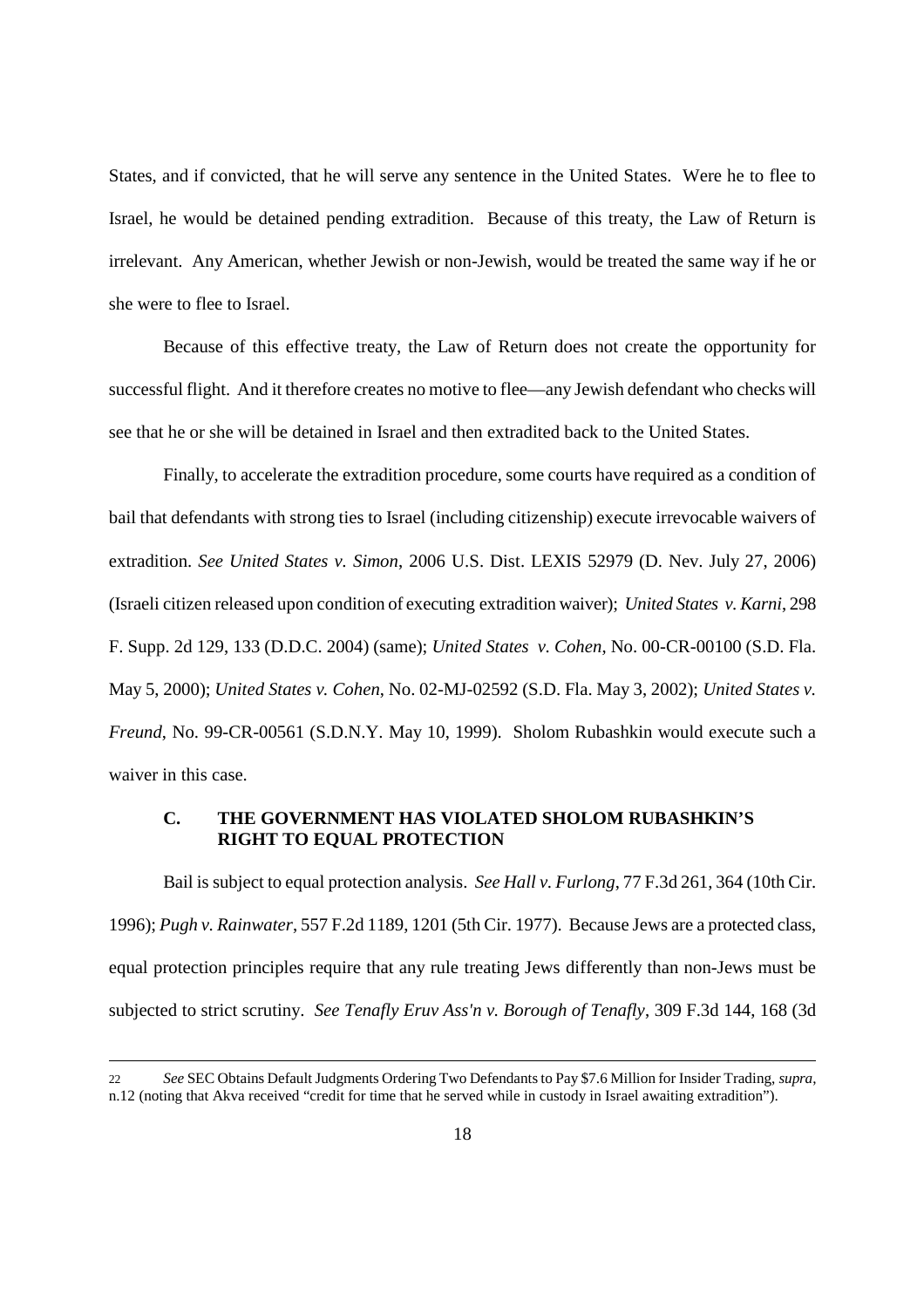States, and if convicted, that he will serve any sentence in the United States. Were he to flee to Israel, he would be detained pending extradition. Because of this treaty, the Law of Return is irrelevant. Any American, whether Jewish or non-Jewish, would be treated the same way if he or she were to flee to Israel.

Because of this effective treaty, the Law of Return does not create the opportunity for successful flight. And it therefore creates no motive to flee—any Jewish defendant who checks will see that he or she will be detained in Israel and then extradited back to the United States.

Finally, to accelerate the extradition procedure, some courts have required as a condition of bail that defendants with strong ties to Israel (including citizenship) execute irrevocable waivers of extradition. *See United States v. Simon*, 2006 U.S. Dist. LEXIS 52979 (D. Nev. July 27, 2006) (Israeli citizen released upon condition of executing extradition waiver); *United States v. Karni*, 298 F. Supp. 2d 129, 133 (D.D.C. 2004) (same); *United States v. Cohen*, No. 00-CR-00100 (S.D. Fla. May 5, 2000); *United States v. Cohen*, No. 02-MJ-02592 (S.D. Fla. May 3, 2002); *United States v. Freund*, No. 99-CR-00561 (S.D.N.Y. May 10, 1999). Sholom Rubashkin would execute such a waiver in this case.

### C. THE GOVERNMENT HAS VIOLATED SHOLOM RUBASHKIN'S RIGHT TO EQUAL PROTECTION

Bail is subject to equal protection analysis. *See Hall v. Furlong*, 77 F.3d 261, 364 (10th Cir. 1996); *Pugh v. Rainwater*, 557 F.2d 1189, 1201 (5th Cir. 1977). Because Jews are a protected class, equal protection principles require that any rule treating Jews differently than non-Jews must be subjected to strict scrutiny. *See Tenafly Eruv Ass'n v. Borough of Tenafly*, 309 F.3d 144, 168 (3d

---

22 *See* SEC Obtains Default Judgments Ordering Two Defendants to Pay $7.6 Million for Insider Trading, *supra*, n.12 (noting that Akva received "credit for time that he served while in custody in Israel awaiting extradition").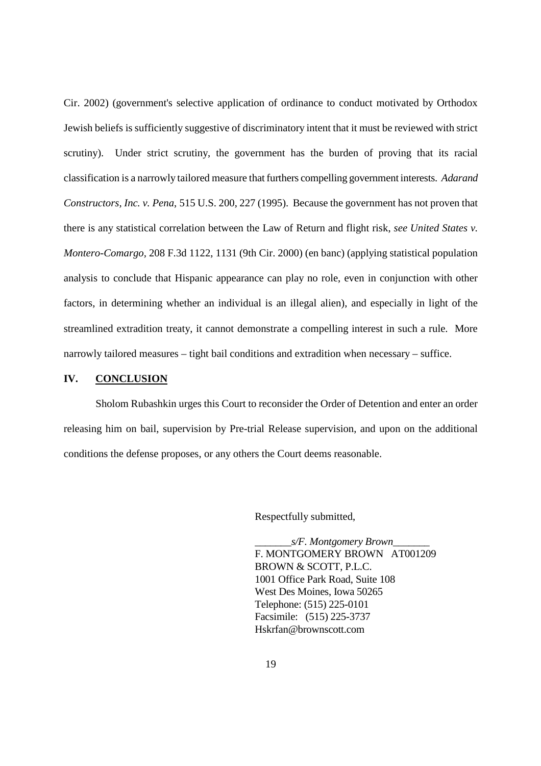Cir. 2002) (government's selective application of ordinance to conduct motivated by Orthodox Jewish beliefs is sufficiently suggestive of discriminatory intent that it must be reviewed with strict scrutiny). Under strict scrutiny, the government has the burden of proving that its racial classification is a narrowly tailored measure that furthers compelling government interests. *Adarand Constructors, Inc. v. Pena*, 515 U.S. 200, 227 (1995). Because the government has not proven that there is any statistical correlation between the Law of Return and flight risk, *see United States v. Montero-Comargo*, 208 F.3d 1122, 1131 (9th Cir. 2000) (en banc) (applying statistical population analysis to conclude that Hispanic appearance can play no role, even in conjunction with other factors, in determining whether an individual is an illegal alien), and especially in light of the streamlined extradition treaty, it cannot demonstrate a compelling interest in such a rule. More narrowly tailored measures – tight bail conditions and extradition when necessary – suffice.

## IV. <u>CONCLUSION</u>

Sholom Rubashkin urges this Court to reconsider the Order of Detention and enter an order releasing him on bail, supervision by Pre-trial Release supervision, and upon on the additional conditions the defense proposes, or any others the Court deems reasonable.

Respectfully submitted,

_______*s/F. Montgomery Brown*_______
F. MONTGOMERY BROWN AT001209
BROWN & SCOTT, P.L.C.
1001 Office Park Road, Suite 108
West Des Moines, Iowa 50265
Telephone: (515) 225-0101
Facsimile: (515) 225-3737
Hskrfan@brownscott.com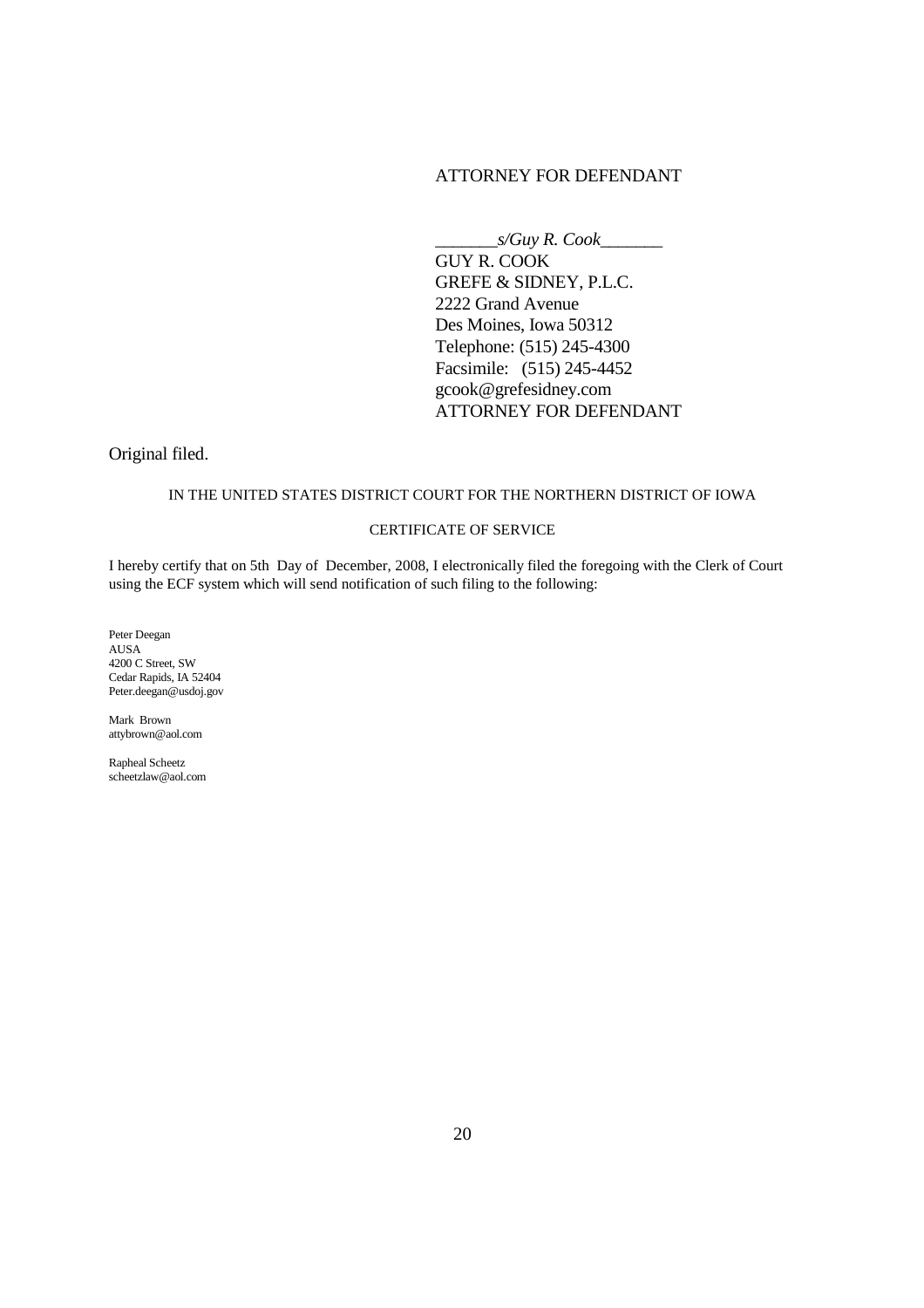ATTORNEY FOR DEFENDANT

_______*s/Guy R. Cook*_______
GUY R. COOK
GREFE & SIDNEY, P.L.C.
2222 Grand Avenue
Des Moines, Iowa 50312
Telephone: (515) 245-4300
Facsimile: (515) 245-4452
gcook@grefesidney.com
ATTORNEY FOR DEFENDANT

Original filed.

IN THE UNITED STATES DISTRICT COURT FOR THE NORTHERN DISTRICT OF IOWA

CERTIFICATE OF SERVICE

I hereby certify that on 5th Day of December, 2008, I electronically filed the foregoing with the Clerk of Court using the ECF system which will send notification of such filing to the following:

Peter Deegan
AUSA
4200 C Street, SW
Cedar Rapids, IA 52404
Peter.deegan@usdoj.gov

Mark Brown
attybrown@aol.com

Rapheal Scheetz
scheetzlaw@aol.com